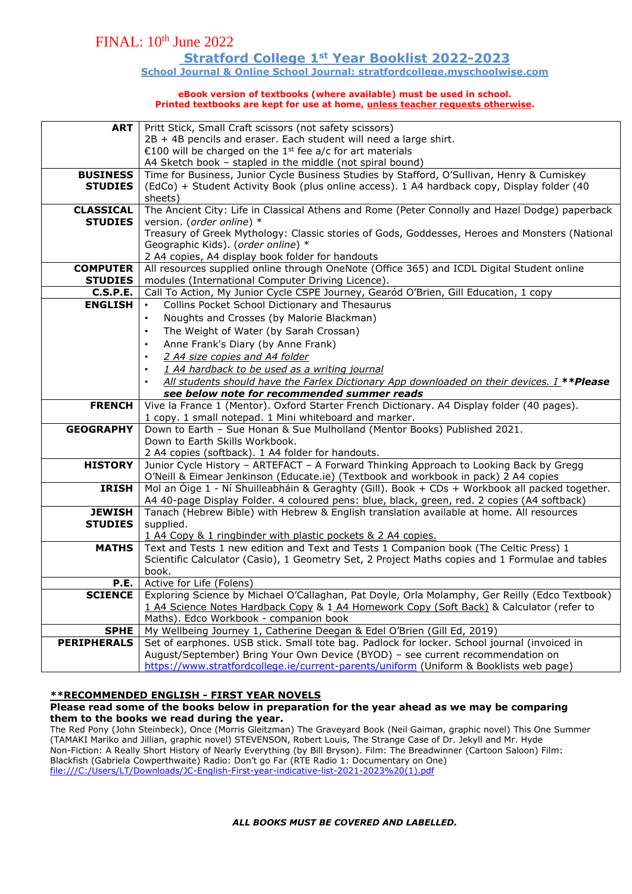FINAL: 10th June 2022

# Stratford College 1st Year Booklist 2022-2023

**School Journal & Online School Journal: stratfordcollege.myschoolwise.com**

**eBook version of textbooks (where available) must be used in school.**
**Printed textbooks are kept for use at home, unless teacher requests otherwise.**

| | |
|---|---|
| **ART** | Pritt Stick, Small Craft scissors (not safety scissors)<br>2B + 4B pencils and eraser. Each student will need a large shirt.<br>€100 will be charged on the 1st fee a/c for art materials<br>A4 Sketch book – stapled in the middle (not spiral bound) |
| **BUSINESS STUDIES** | Time for Business, Junior Cycle Business Studies by Stafford, O'Sullivan, Henry & Cumiskey (EdCo) + Student Activity Book (plus online access). 1 A4 hardback copy, Display folder (40 sheets) |
| **CLASSICAL STUDIES** | The Ancient City: Life in Classical Athens and Rome (Peter Connolly and Hazel Dodge) paperback version. (*order online*) *<br>Treasury of Greek Mythology: Classic stories of Gods, Goddesses, Heroes and Monsters (National Geographic Kids). (*order online*) *<br>2 A4 copies, A4 display book folder for handouts |
| **COMPUTER STUDIES** | All resources supplied online through OneNote (Office 365) and ICDL Digital Student online modules (International Computer Driving Licence). |
| **C.S.P.E.** | Call To Action, My Junior Cycle CSPE Journey, Gearód O'Brien, Gill Education, 1 copy |
| **ENGLISH** | • Collins Pocket School Dictionary and Thesaurus<br>• Noughts and Crosses (by Malorie Blackman)<br>• The Weight of Water (by Sarah Crossan)<br>• Anne Frank's Diary (by Anne Frank)<br>• *2 A4 size copies and A4 folder*<br>• *1 A4 hardback to be used as a writing journal*<br>• *All students should have the Farlex Dictionary App downloaded on their devices. I* ***\*\*Please see below note for recommended summer reads*** |
| **FRENCH** | Vive la France 1 (Mentor). Oxford Starter French Dictionary. A4 Display folder (40 pages).<br>1 copy. 1 small notepad. 1 Mini whiteboard and marker. |
| **GEOGRAPHY** | Down to Earth – Sue Honan & Sue Mulholland (Mentor Books) Published 2021.<br>Down to Earth Skills Workbook.<br>2 A4 copies (softback). 1 A4 folder for handouts. |
| **HISTORY** | Junior Cycle History – ARTEFACT – A Forward Thinking Approach to Looking Back by Gregg O'Neill & Eimear Jenkinson (Educate.ie) (Textbook and workbook in pack) 2 A4 copies |
| **IRISH** | Mol an Óige 1 - Ní Shuilleabháin & Geraghty (Gill). Book + CDs + Workbook all packed together.<br>A4 40-page Display Folder. 4 coloured pens: blue, black, green, red. 2 copies (A4 softback) |
| **JEWISH STUDIES** | Tanach (Hebrew Bible) with Hebrew & English translation available at home. All resources supplied.<br>1 A4 Copy & 1 ringbinder with plastic pockets & 2 A4 copies. |
| **MATHS** | Text and Tests 1 new edition and Text and Tests 1 Companion book (The Celtic Press) 1 Scientific Calculator (Casio), 1 Geometry Set, 2 Project Maths copies and 1 Formulae and tables book. |
| **P.E.** | Active for Life (Folens) |
| **SCIENCE** | Exploring Science by Michael O'Callaghan, Pat Doyle, Orla Molamphy, Ger Reilly (Edco Textbook)<br>1 A4 Science Notes Hardback Copy & 1 A4 Homework Copy (Soft Back) & Calculator (refer to Maths). Edco Workbook - companion book |
| **SPHE** | My Wellbeing Journey 1, Catherine Deegan & Edel O'Brien (Gill Ed, 2019) |
| **PERIPHERALS** | Set of earphones. USB stick. Small tote bag. Padlock for locker. School journal (invoiced in August/September) Bring Your Own Device (BYOD) – see current recommendation on https://www.stratfordcollege.ie/current-parents/uniform (Uniform & Booklists web page) |

**\*\*RECOMMENDED ENGLISH - FIRST YEAR NOVELS**

**Please read some of the books below in preparation for the year ahead as we may be comparing them to the books we read during the year.**

The Red Pony (John Steinbeck), Once (Morris Gleitzman) The Graveyard Book (Neil Gaiman, graphic novel) This One Summer (TAMAKI Mariko and Jillian, graphic novel) STEVENSON, Robert Louis, The Strange Case of Dr. Jekyll and Mr. Hyde Non-Fiction: A Really Short History of Nearly Everything (by Bill Bryson). Film: The Breadwinner (Cartoon Saloon) Film: Blackfish (Gabriela Cowperthwaite) Radio: Don't go Far (RTE Radio 1: Documentary on One)
file:///C:/Users/LT/Downloads/JC-English-First-year-indicative-list-2021-2023%20(1).pdf

***ALL BOOKS MUST BE COVERED AND LABELLED.***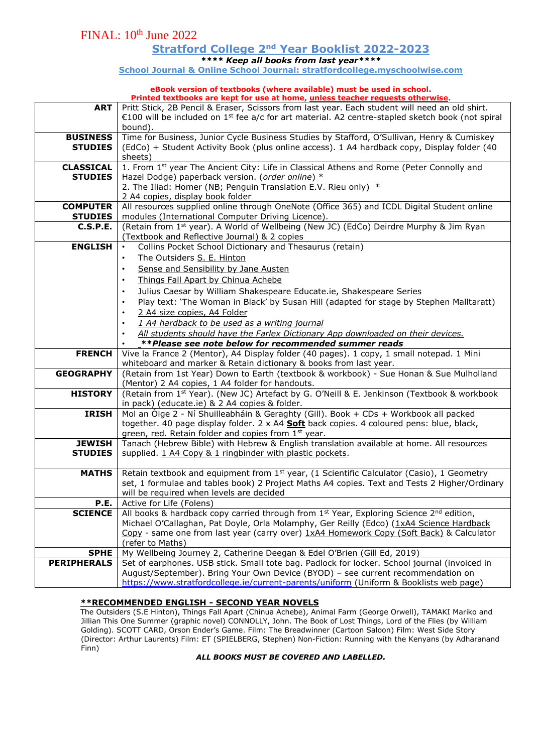FINAL: 10th June 2022

# Stratford College 2nd Year Booklist 2022-2023

***\*\*\*\* Keep all books from last year\*\*\*\****

**School Journal & Online School Journal: stratfordcollege.myschoolwise.com**

**eBook version of textbooks (where available) must be used in school.**
**Printed textbooks are kept for use at home, unless teacher requests otherwise.**

| | |
|---|---|
| **ART** | Pritt Stick, 2B Pencil & Eraser, Scissors from last year. Each student will need an old shirt. €100 will be included on 1st fee a/c for art material. A2 centre-stapled sketch book (not spiral bound). |
| **BUSINESS STUDIES** | Time for Business, Junior Cycle Business Studies by Stafford, O'Sullivan, Henry & Cumiskey (EdCo) + Student Activity Book (plus online access). 1 A4 hardback copy, Display folder (40 sheets) |
| **CLASSICAL STUDIES** | 1. From 1st year The Ancient City: Life in Classical Athens and Rome (Peter Connolly and Hazel Dodge) paperback version. (*order online*) * <br> 2. The Iliad: Homer (NB; Penguin Translation E.V. Rieu only) * <br> 2 A4 copies, display book folder |
| **COMPUTER STUDIES** | All resources supplied online through OneNote (Office 365) and ICDL Digital Student online modules (International Computer Driving Licence). |
| **C.S.P.E.** | (Retain from 1st year). A World of Wellbeing (New JC) (EdCo) Deirdre Murphy & Jim Ryan (Textbook and Reflective Journal) & 2 copies |
| **ENGLISH** | • Collins Pocket School Dictionary and Thesaurus (retain) <br> • The Outsiders S. E. Hinton <br> • Sense and Sensibility by Jane Austen <br> • Things Fall Apart by Chinua Achebe <br> • Julius Caesar by William Shakespeare Educate.ie, Shakespeare Series <br> • Play text: 'The Woman in Black' by Susan Hill (adapted for stage by Stephen Malltaratt) <br> • 2 A4 size copies, A4 Folder <br> • *1 A4 hardback to be used as a writing journal* <br> • *All students should have the Farlex Dictionary App downloaded on their devices.* <br> • ***\*\*Please see note below for recommended summer reads*** |
| **FRENCH** | Vive la France 2 (Mentor), A4 Display folder (40 pages). 1 copy, 1 small notepad. 1 Mini whiteboard and marker & Retain dictionary & books from last year. |
| **GEOGRAPHY** | (Retain from 1st Year) Down to Earth (textbook & workbook) - Sue Honan & Sue Mulholland (Mentor) 2 A4 copies, 1 A4 folder for handouts. |
| **HISTORY** | (Retain from 1st Year). (New JC) Artefact by G. O'Neill & E. Jenkinson (Textbook & workbook in pack) (educate.ie) & 2 A4 copies & folder. |
| **IRISH** | Mol an Óige 2 - Ní Shuilleabháin & Geraghty (Gill). Book + CDs + Workbook all packed together. 40 page display folder. 2 x A4 **Soft** back copies. 4 coloured pens: blue, black, green, red. Retain folder and copies from 1st year. |
| **JEWISH STUDIES** | Tanach (Hebrew Bible) with Hebrew & English translation available at home. All resources supplied. 1 A4 Copy & 1 ringbinder with plastic pockets. |
| **MATHS** | Retain textbook and equipment from 1st year, (1 Scientific Calculator (Casio), 1 Geometry set, 1 formulae and tables book) 2 Project Maths A4 copies. Text and Tests 2 Higher/Ordinary will be required when levels are decided |
| **P.E.** | Active for Life (Folens) |
| **SCIENCE** | All books & hardback copy carried through from 1st Year, Exploring Science 2nd edition, Michael O'Callaghan, Pat Doyle, Orla Molamphy, Ger Reilly (Edco) (1xA4 Science Hardback Copy - same one from last year (carry over) 1xA4 Homework Copy (Soft Back) & Calculator (refer to Maths) |
| **SPHE** | My Wellbeing Journey 2, Catherine Deegan & Edel O'Brien (Gill Ed, 2019) |
| **PERIPHERALS** | Set of earphones. USB stick. Small tote bag. Padlock for locker. School journal (invoiced in August/September). Bring Your Own Device (BYOD) – see current recommendation on https://www.stratfordcollege.ie/current-parents/uniform (Uniform & Booklists web page) |

**\*\*RECOMMENDED ENGLISH - SECOND YEAR NOVELS**

The Outsiders (S.E Hinton), Things Fall Apart (Chinua Achebe), Animal Farm (George Orwell), TAMAKI Mariko and Jillian This One Summer (graphic novel) CONNOLLY, John. The Book of Lost Things, Lord of the Flies (by William Golding). SCOTT CARD, Orson Ender's Game. Film: The Breadwinner (Cartoon Saloon) Film: West Side Story (Director: Arthur Laurents) Film: ET (SPIELBERG, Stephen) Non-Fiction: Running with the Kenyans (by Adharanand Finn)

***ALL BOOKS MUST BE COVERED AND LABELLED.***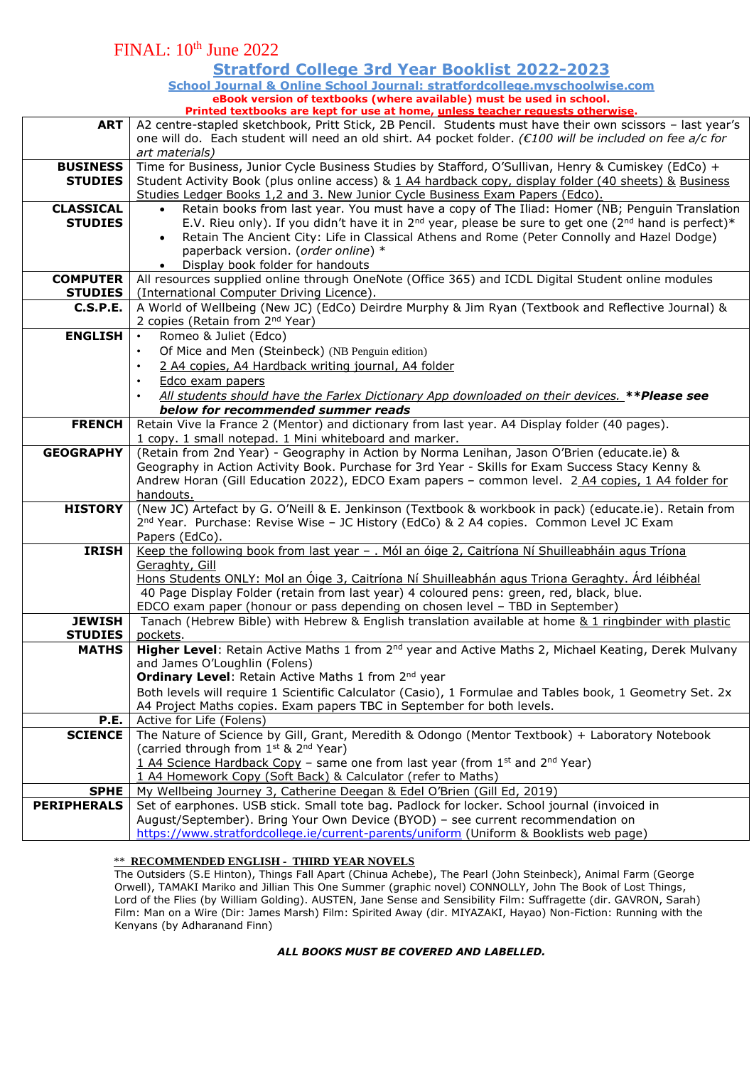FINAL: 10th June 2022

# Stratford College 3rd Year Booklist 2022-2023

**School Journal & Online School Journal: stratfordcollege.myschoolwise.com**

**eBook version of textbooks (where available) must be used in school.**
**Printed textbooks are kept for use at home, unless teacher requests otherwise.**

| | |
|---|---|
| **ART** | A2 centre-stapled sketchbook, Pritt Stick, 2B Pencil. Students must have their own scissors – last year's one will do. Each student will need an old shirt. A4 pocket folder. *(€100 will be included on fee a/c for art materials)* |
| **BUSINESS STUDIES** | Time for Business, Junior Cycle Business Studies by Stafford, O'Sullivan, Henry & Cumiskey (EdCo) + Student Activity Book (plus online access) & 1 A4 hardback copy, display folder (40 sheets) & Business Studies Ledger Books 1,2 and 3. New Junior Cycle Business Exam Papers (Edco). |
| **CLASSICAL STUDIES** | • Retain books from last year. You must have a copy of The Iliad: Homer (NB; Penguin Translation E.V. Rieu only). If you didn't have it in 2nd year, please be sure to get one (2nd hand is perfect)* <br> • Retain The Ancient City: Life in Classical Athens and Rome (Peter Connolly and Hazel Dodge) paperback version. (*order online*) * <br> • Display book folder for handouts |
| **COMPUTER STUDIES** | All resources supplied online through OneNote (Office 365) and ICDL Digital Student online modules (International Computer Driving Licence). |
| **C.S.P.E.** | A World of Wellbeing (New JC) (EdCo) Deirdre Murphy & Jim Ryan (Textbook and Reflective Journal) & 2 copies (Retain from 2nd Year) |
| **ENGLISH** | • Romeo & Juliet (Edco) <br> • Of Mice and Men (Steinbeck) (NB Penguin edition) <br> • 2 A4 copies, A4 Hardback writing journal, A4 folder <br> • Edco exam papers <br> • *All students should have the Farlex Dictionary App downloaded on their devices.* ***\*\*Please see below for recommended summer reads*** |
| **FRENCH** | Retain Vive la France 2 (Mentor) and dictionary from last year. A4 Display folder (40 pages). 1 copy. 1 small notepad. 1 Mini whiteboard and marker. |
| **GEOGRAPHY** | (Retain from 2nd Year) - Geography in Action by Norma Lenihan, Jason O'Brien (educate.ie) & Geography in Action Activity Book. Purchase for 3rd Year - Skills for Exam Success Stacy Kenny & Andrew Horan (Gill Education 2022), EDCO Exam papers – common level. 2 A4 copies, 1 A4 folder for handouts. |
| **HISTORY** | (New JC) Artefact by G. O'Neill & E. Jenkinson (Textbook & workbook in pack) (educate.ie). Retain from 2nd Year. Purchase: Revise Wise – JC History (EdCo) & 2 A4 copies. Common Level JC Exam Papers (EdCo). |
| **IRISH** | Keep the following book from last year – . Mól an óige 2, Caitríona Ní Shuilleabháin agus Tríona Geraghty, Gill <br> Hons Students ONLY: Mol an Óige 3, Caitríona Ní Shuilleabhán agus Triona Geraghty. Árd léibhéal <br> 40 Page Display Folder (retain from last year) 4 coloured pens: green, red, black, blue. <br> EDCO exam paper (honour or pass depending on chosen level – TBD in September) |
| **JEWISH STUDIES** | Tanach (Hebrew Bible) with Hebrew & English translation available at home & 1 ringbinder with plastic pockets. |
| **MATHS** | **Higher Level**: Retain Active Maths 1 from 2nd year and Active Maths 2, Michael Keating, Derek Mulvany and James O'Loughlin (Folens) <br> **Ordinary Level**: Retain Active Maths 1 from 2nd year <br> Both levels will require 1 Scientific Calculator (Casio), 1 Formulae and Tables book, 1 Geometry Set. 2x A4 Project Maths copies. Exam papers TBC in September for both levels. |
| **P.E.** | Active for Life (Folens) |
| **SCIENCE** | The Nature of Science by Gill, Grant, Meredith & Odongo (Mentor Textbook) + Laboratory Notebook (carried through from 1st & 2nd Year) <br> 1 A4 Science Hardback Copy – same one from last year (from 1st and 2nd Year) <br> 1 A4 Homework Copy (Soft Back) & Calculator (refer to Maths) |
| **SPHE** | My Wellbeing Journey 3, Catherine Deegan & Edel O'Brien (Gill Ed, 2019) |
| **PERIPHERALS** | Set of earphones. USB stick. Small tote bag. Padlock for locker. School journal (invoiced in August/September). Bring Your Own Device (BYOD) – see current recommendation on https://www.stratfordcollege.ie/current-parents/uniform (Uniform & Booklists web page) |

**\*\* RECOMMENDED ENGLISH - THIRD YEAR NOVELS**

The Outsiders (S.E Hinton), Things Fall Apart (Chinua Achebe), The Pearl (John Steinbeck), Animal Farm (George Orwell), TAMAKI Mariko and Jillian This One Summer (graphic novel) CONNOLLY, John The Book of Lost Things, Lord of the Flies (by William Golding). AUSTEN, Jane Sense and Sensibility Film: Suffragette (dir. GAVRON, Sarah) Film: Man on a Wire (Dir: James Marsh) Film: Spirited Away (dir. MIYAZAKI, Hayao) Non-Fiction: Running with the Kenyans (by Adharanand Finn)

***ALL BOOKS MUST BE COVERED AND LABELLED.***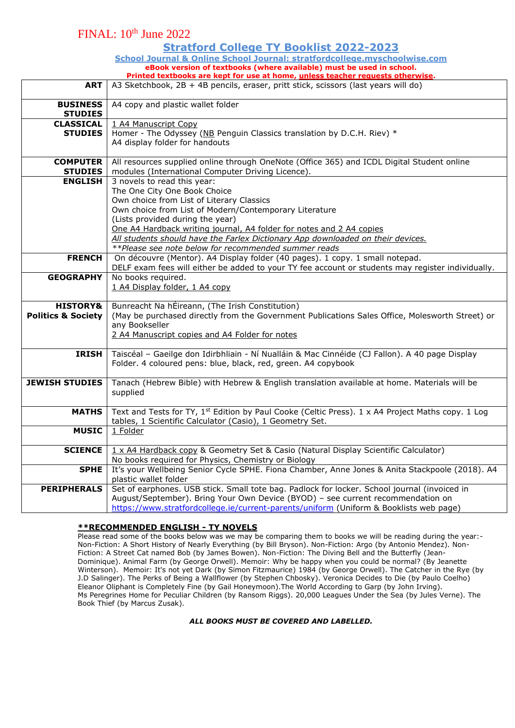FINAL: 10th June 2022

# Stratford College TY Booklist 2022-2023

**School Journal & Online School Journal: stratfordcollege.myschoolwise.com**

**eBook version of textbooks (where available) must be used in school.**
**Printed textbooks are kept for use at home, unless teacher requests otherwise.**

| | |
|---|---|
| **ART** | A3 Sketchbook, 2B + 4B pencils, eraser, pritt stick, scissors (last years will do) |
| **BUSINESS STUDIES** | A4 copy and plastic wallet folder |
| **CLASSICAL STUDIES** | 1 A4 Manuscript Copy<br>Homer - The Odyssey (NB Penguin Classics translation by D.C.H. Riev) *<br>A4 display folder for handouts |
| **COMPUTER STUDIES** | All resources supplied online through OneNote (Office 365) and ICDL Digital Student online modules (International Computer Driving Licence). |
| **ENGLISH** | 3 novels to read this year:<br>The One City One Book Choice<br>Own choice from List of Literary Classics<br>Own choice from List of Modern/Contemporary Literature<br>(Lists provided during the year)<br>One A4 Hardback writing journal, A4 folder for notes and 2 A4 copies<br>*All students should have the Farlex Dictionary App downloaded on their devices.*<br>*\*\*Please see note below for recommended summer reads* |
| **FRENCH** | On découvre (Mentor). A4 Display folder (40 pages). 1 copy. 1 small notepad.<br>DELF exam fees will either be added to your TY fee account or students may register individually. |
| **GEOGRAPHY** | No books required.<br>1 A4 Display folder, 1 A4 copy |
| **HISTORY& Politics & Society** | Bunreacht Na hÉireann, (The Irish Constitution)<br>(May be purchased directly from the Government Publications Sales Office, Molesworth Street) or any Bookseller<br>2 A4 Manuscript copies and A4 Folder for notes |
| **IRISH** | Taiscéal – Gaeilge don Idirbhliain - Ní Nualláin & Mac Cinnéide (CJ Fallon). A 40 page Display Folder. 4 coloured pens: blue, black, red, green. A4 copybook |
| **JEWISH STUDIES** | Tanach (Hebrew Bible) with Hebrew & English translation available at home. Materials will be supplied |
| **MATHS** | Text and Tests for TY, 1st Edition by Paul Cooke (Celtic Press). 1 x A4 Project Maths copy. 1 Log tables, 1 Scientific Calculator (Casio), 1 Geometry Set. |
| **MUSIC** | 1 Folder |
| **SCIENCE** | 1 x A4 Hardback copy & Geometry Set & Casio (Natural Display Scientific Calculator)<br>No books required for Physics, Chemistry or Biology |
| **SPHE** | It's your Wellbeing Senior Cycle SPHE. Fiona Chamber, Anne Jones & Anita Stackpoole (2018). A4 plastic wallet folder |
| **PERIPHERALS** | Set of earphones. USB stick. Small tote bag. Padlock for locker. School journal (invoiced in August/September). Bring Your Own Device (BYOD) – see current recommendation on https://www.stratfordcollege.ie/current-parents/uniform (Uniform & Booklists web page) |

**\*\*RECOMMENDED ENGLISH - TY NOVELS**

Please read some of the books below was we may be comparing them to books we will be reading during the year:- Non-Fiction: A Short History of Nearly Everything (by Bill Bryson). Non-Fiction: Argo (by Antonio Mendez). Non-Fiction: A Street Cat named Bob (by James Bowen). Non-Fiction: The Diving Bell and the Butterfly (Jean-Dominique). Animal Farm (by George Orwell). Memoir: Why be happy when you could be normal? (By Jeanette Winterson). Memoir: It's not yet Dark (by Simon Fitzmaurice) 1984 (by George Orwell). The Catcher in the Rye (by J.D Salinger). The Perks of Being a Wallflower (by Stephen Chbosky). Veronica Decides to Die (by Paulo Coelho) Eleanor Oliphant is Completely Fine (by Gail Honeymoon).The World According to Garp (by John Irving). Ms Peregrines Home for Peculiar Children (by Ransom Riggs). 20,000 Leagues Under the Sea (by Jules Verne). The Book Thief (by Markus Zusak).

***ALL BOOKS MUST BE COVERED AND LABELLED.***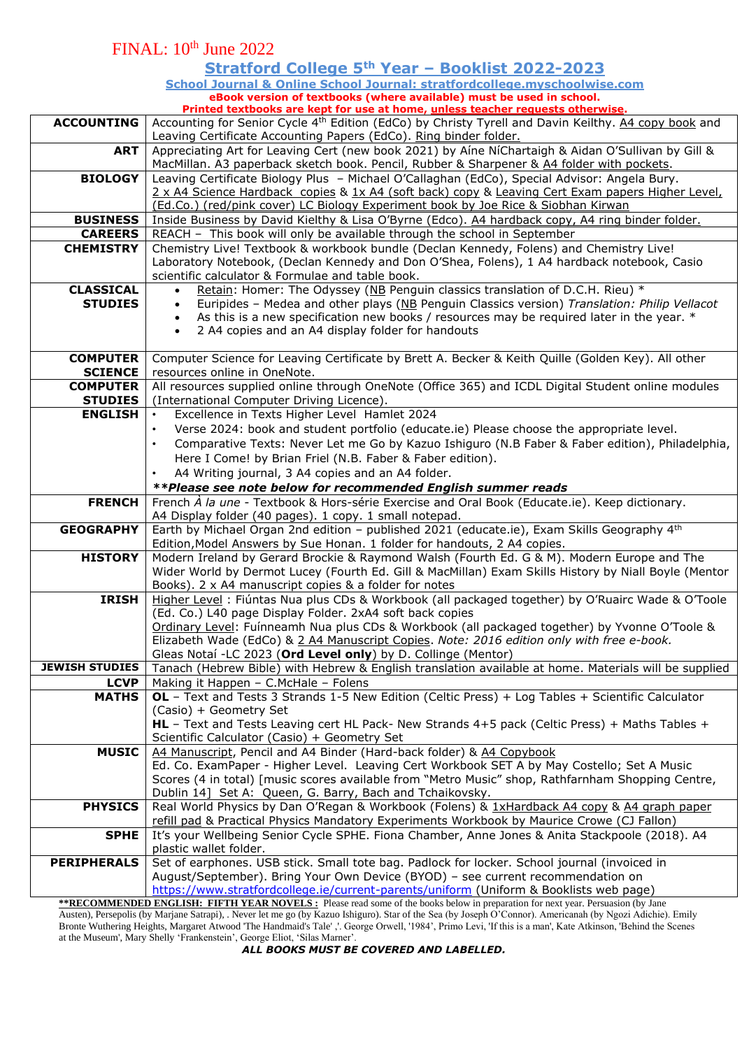FINAL: 10th June 2022

# Stratford College 5th Year – Booklist 2022-2023

**School Journal & Online School Journal: stratfordcollege.myschoolwise.com**

**eBook version of textbooks (where available) must be used in school.**
**Printed textbooks are kept for use at home, unless teacher requests otherwise.**

| | |
|---|---|
| **ACCOUNTING** | Accounting for Senior Cycle 4th Edition (EdCo) by Christy Tyrell and Davin Keilthy. A4 copy book and Leaving Certificate Accounting Papers (EdCo). Ring binder folder. |
| **ART** | Appreciating Art for Leaving Cert (new book 2021) by Aíne NíChartaigh & Aidan O'Sullivan by Gill & MacMillan. A3 paperback sketch book. Pencil, Rubber & Sharpener & A4 folder with pockets. |
| **BIOLOGY** | Leaving Certificate Biology Plus – Michael O'Callaghan (EdCo), Special Advisor: Angela Bury. 2 x A4 Science Hardback copies & 1x A4 (soft back) copy & Leaving Cert Exam papers Higher Level, (Ed.Co.) (red/pink cover) LC Biology Experiment book by Joe Rice & Siobhan Kirwan |
| **BUSINESS** | Inside Business by David Kielthy & Lisa O'Byrne (Edco). A4 hardback copy, A4 ring binder folder. |
| **CAREERS** | REACH – This book will only be available through the school in September |
| **CHEMISTRY** | Chemistry Live! Textbook & workbook bundle (Declan Kennedy, Folens) and Chemistry Live! Laboratory Notebook, (Declan Kennedy and Don O'Shea, Folens), 1 A4 hardback notebook, Casio scientific calculator & Formulae and table book. |
| **CLASSICAL STUDIES** | • Retain: Homer: The Odyssey (NB Penguin classics translation of D.C.H. Rieu) * <br> • Euripides – Medea and other plays (NB Penguin Classics version) *Translation: Philip Vellacot* <br> • As this is a new specification new books / resources may be required later in the year. * <br> • 2 A4 copies and an A4 display folder for handouts |
| **COMPUTER SCIENCE** | Computer Science for Leaving Certificate by Brett A. Becker & Keith Quille (Golden Key). All other resources online in OneNote. |
| **COMPUTER STUDIES** | All resources supplied online through OneNote (Office 365) and ICDL Digital Student online modules (International Computer Driving Licence). |
| **ENGLISH** | • Excellence in Texts Higher Level Hamlet 2024 <br> • Verse 2024: book and student portfolio (educate.ie) Please choose the appropriate level. <br> • Comparative Texts: Never Let me Go by Kazuo Ishiguro (N.B Faber & Faber edition), Philadelphia, Here I Come! by Brian Friel (N.B. Faber & Faber edition). <br> • A4 Writing journal, 3 A4 copies and an A4 folder. <br> ***\*\*Please see note below for recommended English summer reads*** |
| **FRENCH** | French *À la une* - Textbook & Hors-série Exercise and Oral Book (Educate.ie). Keep dictionary. A4 Display folder (40 pages). 1 copy. 1 small notepad. |
| **GEOGRAPHY** | Earth by Michael Organ 2nd edition – published 2021 (educate.ie), Exam Skills Geography 4th Edition,Model Answers by Sue Honan. 1 folder for handouts, 2 A4 copies. |
| **HISTORY** | Modern Ireland by Gerard Brockie & Raymond Walsh (Fourth Ed. G & M). Modern Europe and The Wider World by Dermot Lucey (Fourth Ed. Gill & MacMillan) Exam Skills History by Niall Boyle (Mentor Books). 2 x A4 manuscript copies & a folder for notes |
| **IRISH** | Higher Level : Fiúntas Nua plus CDs & Workbook (all packaged together) by O'Ruairc Wade & O'Toole (Ed. Co.) L40 page Display Folder. 2xA4 soft back copies <br> Ordinary Level: Fuínneamh Nua plus CDs & Workbook (all packaged together) by Yvonne O'Toole & Elizabeth Wade (EdCo) & 2 A4 Manuscript Copies. *Note: 2016 edition only with free e-book.* <br> Gleas Notaí -LC 2023 (**Ord Level only**) by D. Collinge (Mentor) |
| **JEWISH STUDIES** | Tanach (Hebrew Bible) with Hebrew & English translation available at home. Materials will be supplied |
| **LCVP** | Making it Happen – C.McHale – Folens |
| **MATHS** | **OL** – Text and Tests 3 Strands 1-5 New Edition (Celtic Press) + Log Tables + Scientific Calculator (Casio) + Geometry Set <br> **HL** – Text and Tests Leaving cert HL Pack- New Strands 4+5 pack (Celtic Press) + Maths Tables + Scientific Calculator (Casio) + Geometry Set |
| **MUSIC** | A4 Manuscript, Pencil and A4 Binder (Hard-back folder) & A4 Copybook <br> Ed. Co. ExamPaper - Higher Level. Leaving Cert Workbook SET A by May Costello; Set A Music Scores (4 in total) [music scores available from "Metro Music" shop, Rathfarnham Shopping Centre, Dublin 14] Set A: Queen, G. Barry, Bach and Tchaikovsky. |
| **PHYSICS** | Real World Physics by Dan O'Regan & Workbook (Folens) & 1xHardback A4 copy & A4 graph paper refill pad & Practical Physics Mandatory Experiments Workbook by Maurice Crowe (CJ Fallon) |
| **SPHE** | It's your Wellbeing Senior Cycle SPHE. Fiona Chamber, Anne Jones & Anita Stackpoole (2018). A4 plastic wallet folder. |
| **PERIPHERALS** | Set of earphones. USB stick. Small tote bag. Padlock for locker. School journal (invoiced in August/September). Bring Your Own Device (BYOD) – see current recommendation on https://www.stratfordcollege.ie/current-parents/uniform (Uniform & Booklists web page) |

**\*\*RECOMMENDED ENGLISH: FIFTH YEAR NOVELS :** Please read some of the books below in preparation for next year. Persuasion (by Jane Austen), Persepolis (by Marjane Satrapi), . Never let me go (by Kazuo Ishiguro). Star of the Sea (by Joseph O'Connor). Americanah (by Ngozi Adichie). Emily Bronte Wuthering Heights, Margaret Atwood 'The Handmaid's Tale' ,'. George Orwell, '1984', Primo Levi, 'If this is a man', Kate Atkinson, 'Behind the Scenes at the Museum', Mary Shelly 'Frankenstein', George Eliot, 'Silas Marner'.

***ALL BOOKS MUST BE COVERED AND LABELLED.***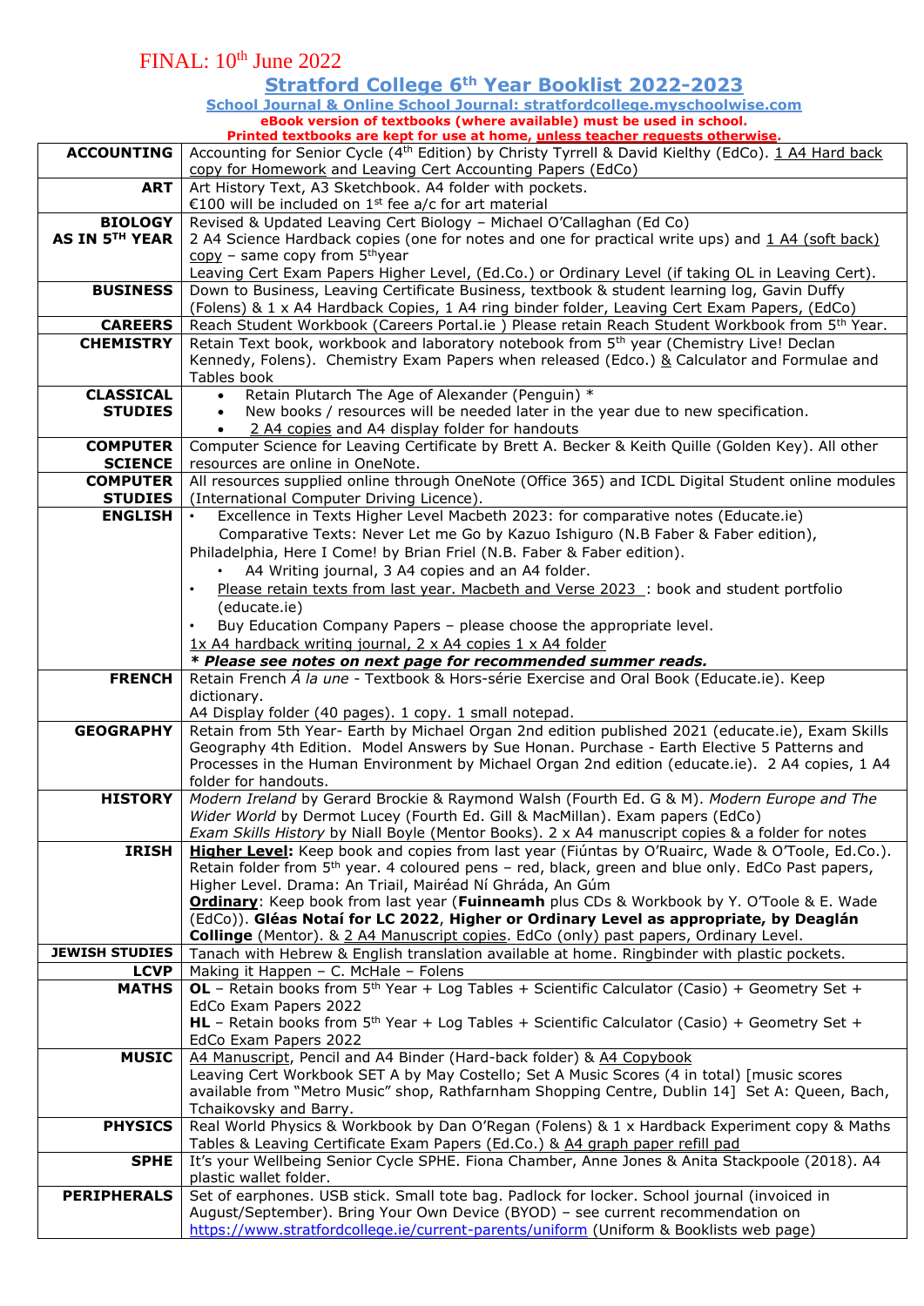FINAL: 10th June 2022

# Stratford College 6th Year Booklist 2022-2023

**School Journal & Online School Journal: stratfordcollege.myschoolwise.com**

**eBook version of textbooks (where available) must be used in school.**
**Printed textbooks are kept for use at home, unless teacher requests otherwise.**

| | |
|---|---|
| **ACCOUNTING** | Accounting for Senior Cycle (4th Edition) by Christy Tyrrell & David Kielthy (EdCo). 1 A4 Hard back copy for Homework and Leaving Cert Accounting Papers (EdCo) |
| **ART** | Art History Text, A3 Sketchbook. A4 folder with pockets. €100 will be included on 1st fee a/c for art material |
| **BIOLOGY AS IN 5TH YEAR** | Revised & Updated Leaving Cert Biology – Michael O'Callaghan (Ed Co) 2 A4 Science Hardback copies (one for notes and one for practical write ups) and 1 A4 (soft back) copy – same copy from 5th year Leaving Cert Exam Papers Higher Level, (Ed.Co.) or Ordinary Level (if taking OL in Leaving Cert). |
| **BUSINESS** | Down to Business, Leaving Certificate Business, textbook & student learning log, Gavin Duffy (Folens) & 1 x A4 Hardback Copies, 1 A4 ring binder folder, Leaving Cert Exam Papers, (EdCo) |
| **CAREERS** | Reach Student Workbook (Careers Portal.ie ) Please retain Reach Student Workbook from 5th Year. |
| **CHEMISTRY** | Retain Text book, workbook and laboratory notebook from 5th year (Chemistry Live! Declan Kennedy, Folens). Chemistry Exam Papers when released (Edco.) & Calculator and Formulae and Tables book |
| **CLASSICAL STUDIES** | • Retain Plutarch The Age of Alexander (Penguin) * <br> • New books / resources will be needed later in the year due to new specification. <br> • 2 A4 copies and A4 display folder for handouts |
| **COMPUTER SCIENCE** | Computer Science for Leaving Certificate by Brett A. Becker & Keith Quille (Golden Key). All other resources are online in OneNote. |
| **COMPUTER STUDIES** | All resources supplied online through OneNote (Office 365) and ICDL Digital Student online modules (International Computer Driving Licence). |
| **ENGLISH** | • Excellence in Texts Higher Level Macbeth 2023: for comparative notes (Educate.ie) Comparative Texts: Never Let me Go by Kazuo Ishiguro (N.B Faber & Faber edition), Philadelphia, Here I Come! by Brian Friel (N.B. Faber & Faber edition). <br> • A4 Writing journal, 3 A4 copies and an A4 folder. <br> • Please retain texts from last year. Macbeth and Verse 2023 : book and student portfolio (educate.ie) <br> • Buy Education Company Papers – please choose the appropriate level. <br> 1x A4 hardback writing journal, 2 x A4 copies 1 x A4 folder <br> ***\* Please see notes on next page for recommended summer reads.*** |
| **FRENCH** | Retain French *À la une* - Textbook & Hors-série Exercise and Oral Book (Educate.ie). Keep dictionary. A4 Display folder (40 pages). 1 copy. 1 small notepad. |
| **GEOGRAPHY** | Retain from 5th Year- Earth by Michael Organ 2nd edition published 2021 (educate.ie), Exam Skills Geography 4th Edition. Model Answers by Sue Honan. Purchase - Earth Elective 5 Patterns and Processes in the Human Environment by Michael Organ 2nd edition (educate.ie). 2 A4 copies, 1 A4 folder for handouts. |
| **HISTORY** | *Modern Ireland* by Gerard Brockie & Raymond Walsh (Fourth Ed. G & M). *Modern Europe and The Wider World* by Dermot Lucey (Fourth Ed. Gill & MacMillan). Exam papers (EdCo) *Exam Skills History* by Niall Boyle (Mentor Books). 2 x A4 manuscript copies & a folder for notes |
| **IRISH** | **Higher Level:** Keep book and copies from last year (Fiúntas by O'Ruairc, Wade & O'Toole, Ed.Co.). Retain folder from 5th year. 4 coloured pens – red, black, green and blue only. EdCo Past papers, Higher Level. Drama: An Triail, Mairéad Ní Ghráda, An Gúm <br> **Ordinary**: Keep book from last year (**Fuinneamh** plus CDs & Workbook by Y. O'Toole & E. Wade (EdCo)). **Gléas Notaí for LC 2022, Higher or Ordinary Level as appropriate, by Deaglán Collinge** (Mentor). & 2 A4 Manuscript copies. EdCo (only) past papers, Ordinary Level. |
| **JEWISH STUDIES** | Tanach with Hebrew & English translation available at home. Ringbinder with plastic pockets. |
| **LCVP** | Making it Happen – C. McHale – Folens |
| **MATHS** | **OL** – Retain books from 5th Year + Log Tables + Scientific Calculator (Casio) + Geometry Set + EdCo Exam Papers 2022 <br> **HL** – Retain books from 5th Year + Log Tables + Scientific Calculator (Casio) + Geometry Set + EdCo Exam Papers 2022 |
| **MUSIC** | A4 Manuscript, Pencil and A4 Binder (Hard-back folder) & A4 Copybook <br> Leaving Cert Workbook SET A by May Costello; Set A Music Scores (4 in total) [music scores available from "Metro Music" shop, Rathfarnham Shopping Centre, Dublin 14] Set A: Queen, Bach, Tchaikovsky and Barry. |
| **PHYSICS** | Real World Physics & Workbook by Dan O'Regan (Folens) & 1 x Hardback Experiment copy & Maths Tables & Leaving Certificate Exam Papers (Ed.Co.) & A4 graph paper refill pad |
| **SPHE** | It's your Wellbeing Senior Cycle SPHE. Fiona Chamber, Anne Jones & Anita Stackpoole (2018). A4 plastic wallet folder. |
| **PERIPHERALS** | Set of earphones. USB stick. Small tote bag. Padlock for locker. School journal (invoiced in August/September). Bring Your Own Device (BYOD) – see current recommendation on https://www.stratfordcollege.ie/current-parents/uniform (Uniform & Booklists web page) |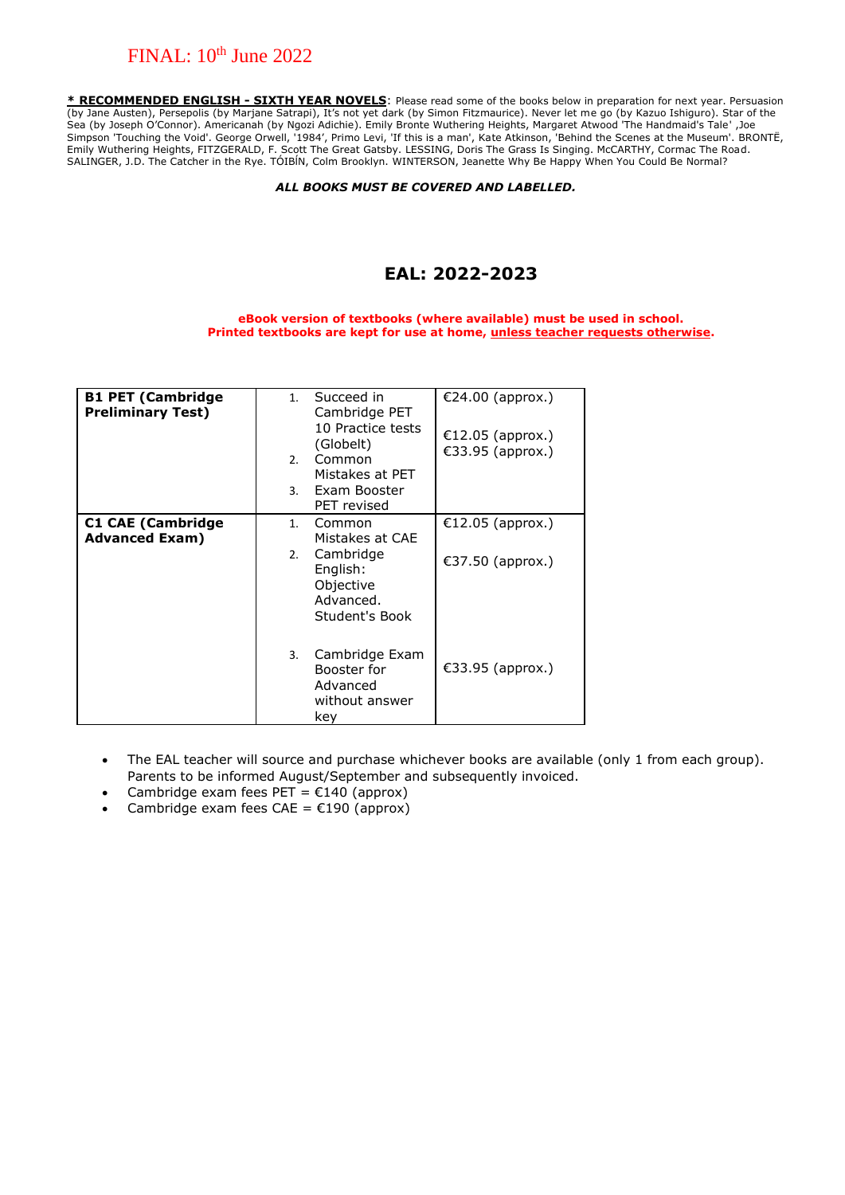FINAL: 10th June 2022

**\* RECOMMENDED ENGLISH - SIXTH YEAR NOVELS**: Please read some of the books below in preparation for next year. Persuasion (by Jane Austen), Persepolis (by Marjane Satrapi), It's not yet dark (by Simon Fitzmaurice). Never let me go (by Kazuo Ishiguro). Star of the Sea (by Joseph O'Connor). Americanah (by Ngozi Adichie). Emily Bronte Wuthering Heights, Margaret Atwood 'The Handmaid's Tale' ,Joe Simpson 'Touching the Void'. George Orwell, '1984', Primo Levi, 'If this is a man', Kate Atkinson, 'Behind the Scenes at the Museum'. BRONTË, Emily Wuthering Heights, FITZGERALD, F. Scott The Great Gatsby. LESSING, Doris The Grass Is Singing. McCARTHY, Cormac The Road. SALINGER, J.D. The Catcher in the Rye. TÓIBÍN, Colm Brooklyn. WINTERSON, Jeanette Why Be Happy When You Could Be Normal?

***ALL BOOKS MUST BE COVERED AND LABELLED.***

## EAL: 2022-2023

**eBook version of textbooks (where available) must be used in school.**
**Printed textbooks are kept for use at home, unless teacher requests otherwise.**

| | | |
|---|---|---|
| **B1 PET (Cambridge Preliminary Test)** | 1. Succeed in Cambridge PET 10 Practice tests (Globelt)<br>2. Common Mistakes at PET<br>3. Exam Booster PET revised | €24.00 (approx.)<br>€12.05 (approx.)<br>€33.95 (approx.) |
| **C1 CAE (Cambridge Advanced Exam)** | 1. Common Mistakes at CAE<br>2. Cambridge English: Objective Advanced. Student's Book<br>3. Cambridge Exam Booster for Advanced without answer key | €12.05 (approx.)<br>€37.50 (approx.)<br>€33.95 (approx.) |

- The EAL teacher will source and purchase whichever books are available (only 1 from each group). Parents to be informed August/September and subsequently invoiced.
- Cambridge exam fees PET = €140 (approx)
- Cambridge exam fees CAE = €190 (approx)